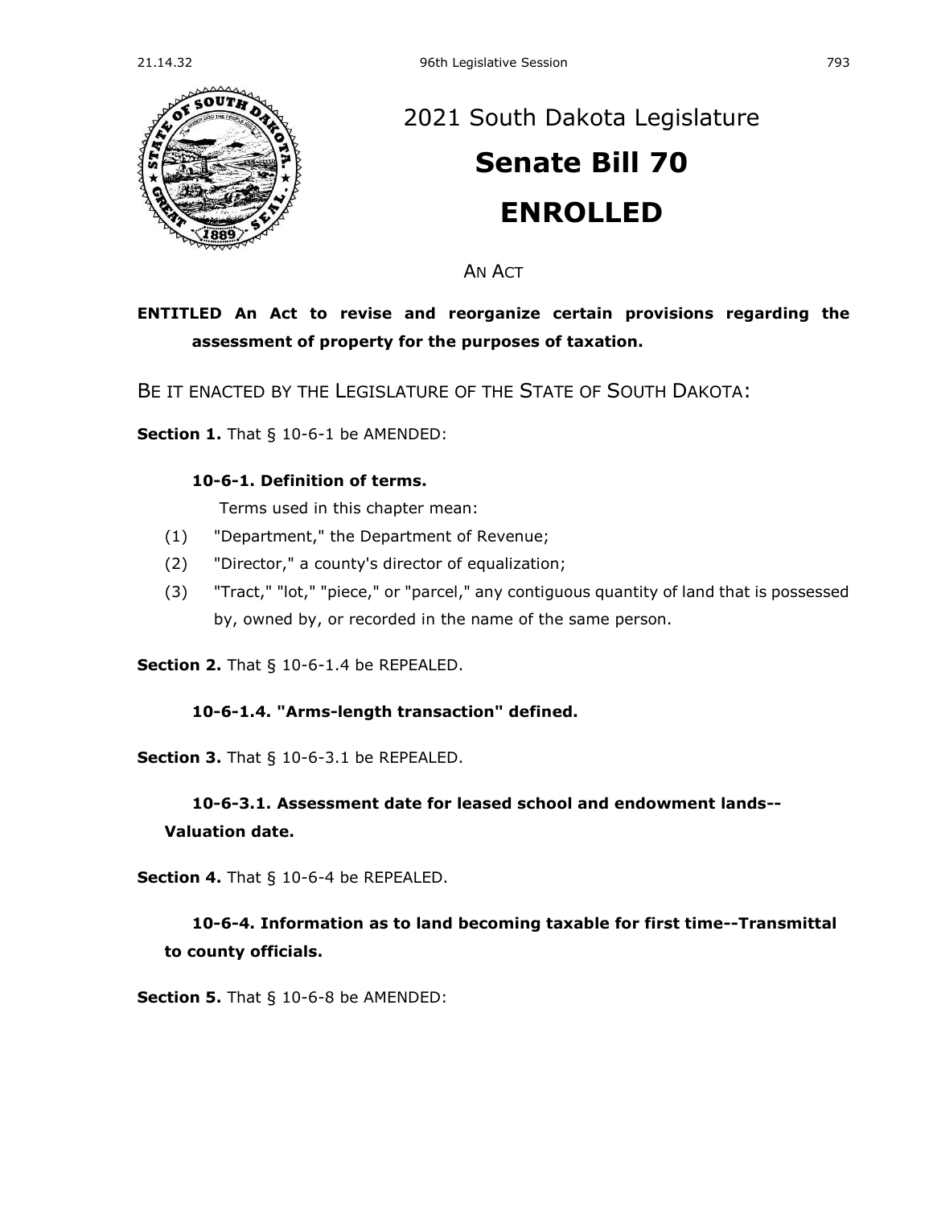# 2021 South Dakota Legislature

# Senate Bill 70

# ENROLLED

AN ACT

**ENTITLED An Act to revise and reorganize certain provisions regarding the assessment of property for the purposes of taxation.**

BE IT ENACTED BY THE LEGISLATURE OF THE STATE OF SOUTH DAKOTA:

**Section 1.** That § 10-6-1 be AMENDED:

**10-6-1. Definition of terms.**

Terms used in this chapter mean:

(1) "Department," the Department of Revenue;

(2) "Director," a county's director of equalization;

(3) "Tract," "lot," "piece," or "parcel," any contiguous quantity of land that is possessed by, owned by, or recorded in the name of the same person.

**Section 2.** That § 10-6-1.4 be REPEALED.

**10-6-1.4. "Arms-length transaction" defined.**

**Section 3.** That § 10-6-3.1 be REPEALED.

**10-6-3.1. Assessment date for leased school and endowment lands--Valuation date.**

**Section 4.** That § 10-6-4 be REPEALED.

**10-6-4. Information as to land becoming taxable for first time--Transmittal to county officials.**

**Section 5.** That § 10-6-8 be AMENDED: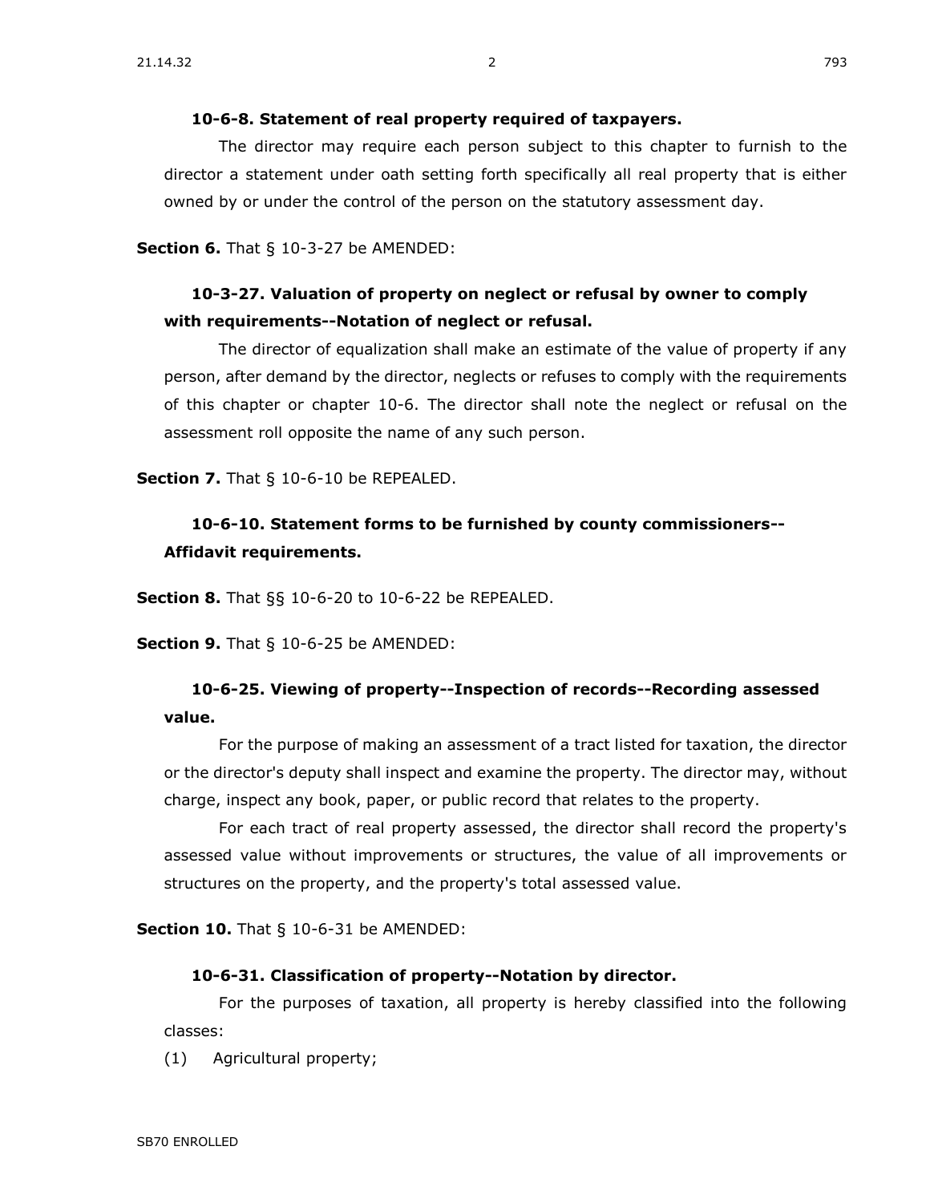**10-6-8. Statement of real property required of taxpayers.**

The director may require each person subject to this chapter to furnish to the director a statement under oath setting forth specifically all real property that is either owned by or under the control of the person on the statutory assessment day.

**Section 6.** That § 10-3-27 be AMENDED:

**10-3-27. Valuation of property on neglect or refusal by owner to comply with requirements--Notation of neglect or refusal.**

The director of equalization shall make an estimate of the value of property if any person, after demand by the director, neglects or refuses to comply with the requirements of this chapter or chapter 10-6. The director shall note the neglect or refusal on the assessment roll opposite the name of any such person.

**Section 7.** That § 10-6-10 be REPEALED.

**10-6-10. Statement forms to be furnished by county commissioners--Affidavit requirements.**

**Section 8.** That §§ 10-6-20 to 10-6-22 be REPEALED.

**Section 9.** That § 10-6-25 be AMENDED:

**10-6-25. Viewing of property--Inspection of records--Recording assessed value.**

For the purpose of making an assessment of a tract listed for taxation, the director or the director's deputy shall inspect and examine the property. The director may, without charge, inspect any book, paper, or public record that relates to the property.

For each tract of real property assessed, the director shall record the property's assessed value without improvements or structures, the value of all improvements or structures on the property, and the property's total assessed value.

**Section 10.** That § 10-6-31 be AMENDED:

**10-6-31. Classification of property--Notation by director.**

For the purposes of taxation, all property is hereby classified into the following classes:

(1) Agricultural property;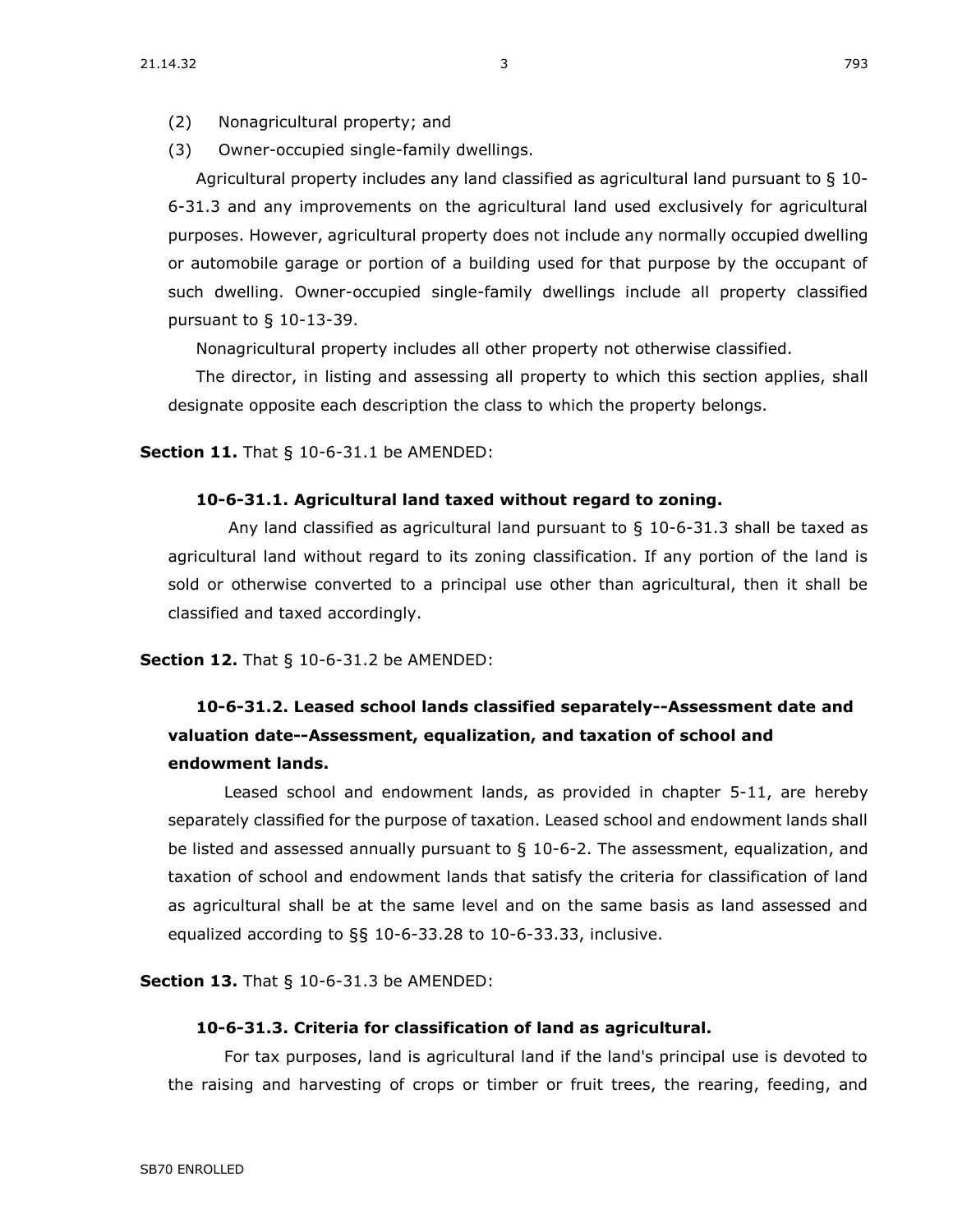(2) Nonagricultural property; and

(3) Owner-occupied single-family dwellings.

Agricultural property includes any land classified as agricultural land pursuant to § 10-6-31.3 and any improvements on the agricultural land used exclusively for agricultural purposes. However, agricultural property does not include any normally occupied dwelling or automobile garage or portion of a building used for that purpose by the occupant of such dwelling. Owner-occupied single-family dwellings include all property classified pursuant to § 10-13-39.

Nonagricultural property includes all other property not otherwise classified.

The director, in listing and assessing all property to which this section applies, shall designate opposite each description the class to which the property belongs.

**Section 11.** That § 10-6-31.1 be AMENDED:

**10-6-31.1. Agricultural land taxed without regard to zoning.**

Any land classified as agricultural land pursuant to § 10-6-31.3 shall be taxed as agricultural land without regard to its zoning classification. If any portion of the land is sold or otherwise converted to a principal use other than agricultural, then it shall be classified and taxed accordingly.

**Section 12.** That § 10-6-31.2 be AMENDED:

**10-6-31.2. Leased school lands classified separately--Assessment date and valuation date--Assessment, equalization, and taxation of school and endowment lands.**

Leased school and endowment lands, as provided in chapter 5-11, are hereby separately classified for the purpose of taxation. Leased school and endowment lands shall be listed and assessed annually pursuant to § 10-6-2. The assessment, equalization, and taxation of school and endowment lands that satisfy the criteria for classification of land as agricultural shall be at the same level and on the same basis as land assessed and equalized according to §§ 10-6-33.28 to 10-6-33.33, inclusive.

**Section 13.** That § 10-6-31.3 be AMENDED:

**10-6-31.3. Criteria for classification of land as agricultural.**

For tax purposes, land is agricultural land if the land's principal use is devoted to the raising and harvesting of crops or timber or fruit trees, the rearing, feeding, and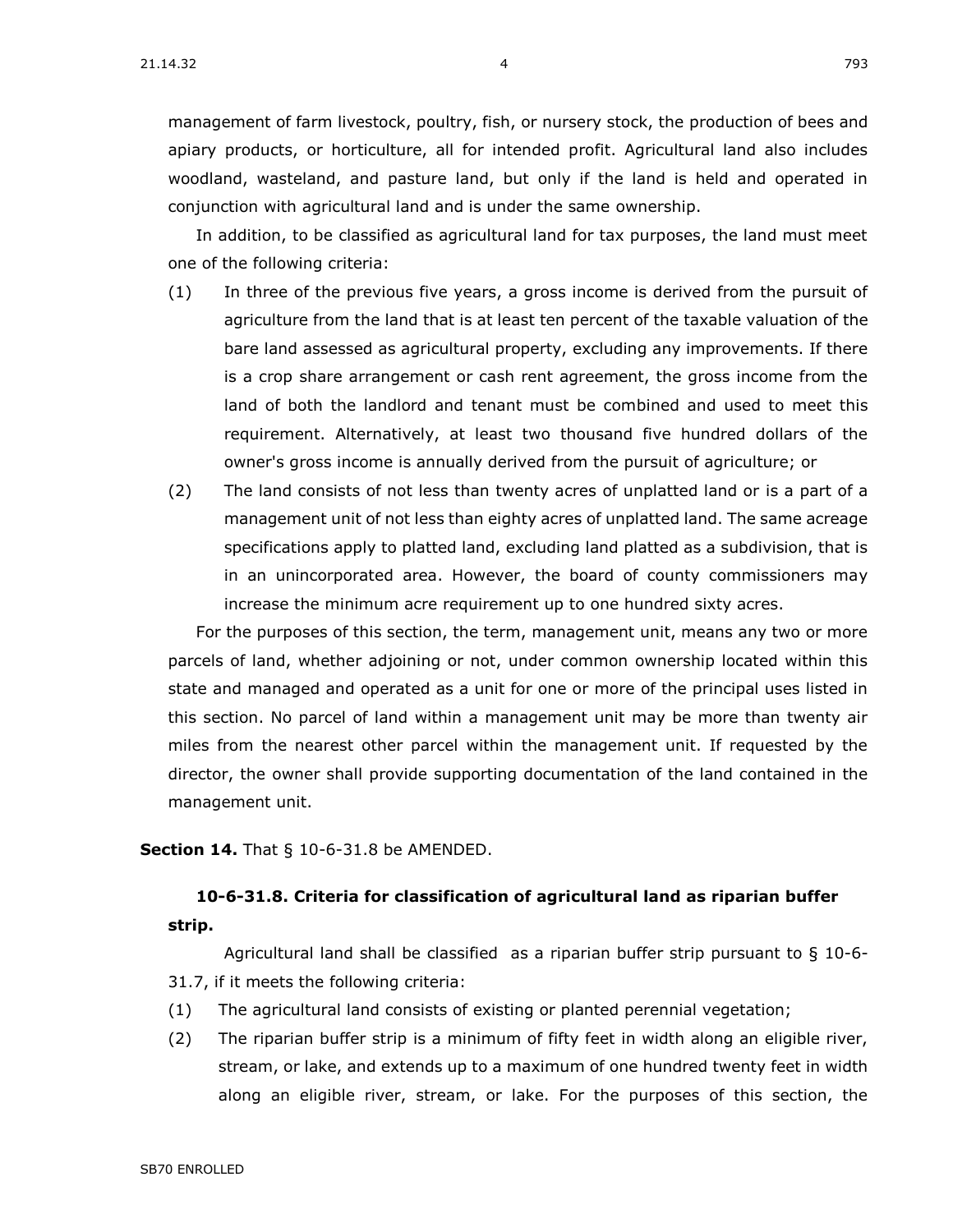management of farm livestock, poultry, fish, or nursery stock, the production of bees and apiary products, or horticulture, all for intended profit. Agricultural land also includes woodland, wasteland, and pasture land, but only if the land is held and operated in conjunction with agricultural land and is under the same ownership.

In addition, to be classified as agricultural land for tax purposes, the land must meet one of the following criteria:

(1) In three of the previous five years, a gross income is derived from the pursuit of agriculture from the land that is at least ten percent of the taxable valuation of the bare land assessed as agricultural property, excluding any improvements. If there is a crop share arrangement or cash rent agreement, the gross income from the land of both the landlord and tenant must be combined and used to meet this requirement. Alternatively, at least two thousand five hundred dollars of the owner's gross income is annually derived from the pursuit of agriculture; or

(2) The land consists of not less than twenty acres of unplatted land or is a part of a management unit of not less than eighty acres of unplatted land. The same acreage specifications apply to platted land, excluding land platted as a subdivision, that is in an unincorporated area. However, the board of county commissioners may increase the minimum acre requirement up to one hundred sixty acres.

For the purposes of this section, the term, management unit, means any two or more parcels of land, whether adjoining or not, under common ownership located within this state and managed and operated as a unit for one or more of the principal uses listed in this section. No parcel of land within a management unit may be more than twenty air miles from the nearest other parcel within the management unit. If requested by the director, the owner shall provide supporting documentation of the land contained in the management unit.

**Section 14.** That § 10-6-31.8 be AMENDED.

**10-6-31.8. Criteria for classification of agricultural land as riparian buffer strip.**

Agricultural land shall be classified as a riparian buffer strip pursuant to § 10-6-31.7, if it meets the following criteria:

(1) The agricultural land consists of existing or planted perennial vegetation;

(2) The riparian buffer strip is a minimum of fifty feet in width along an eligible river, stream, or lake, and extends up to a maximum of one hundred twenty feet in width along an eligible river, stream, or lake. For the purposes of this section, the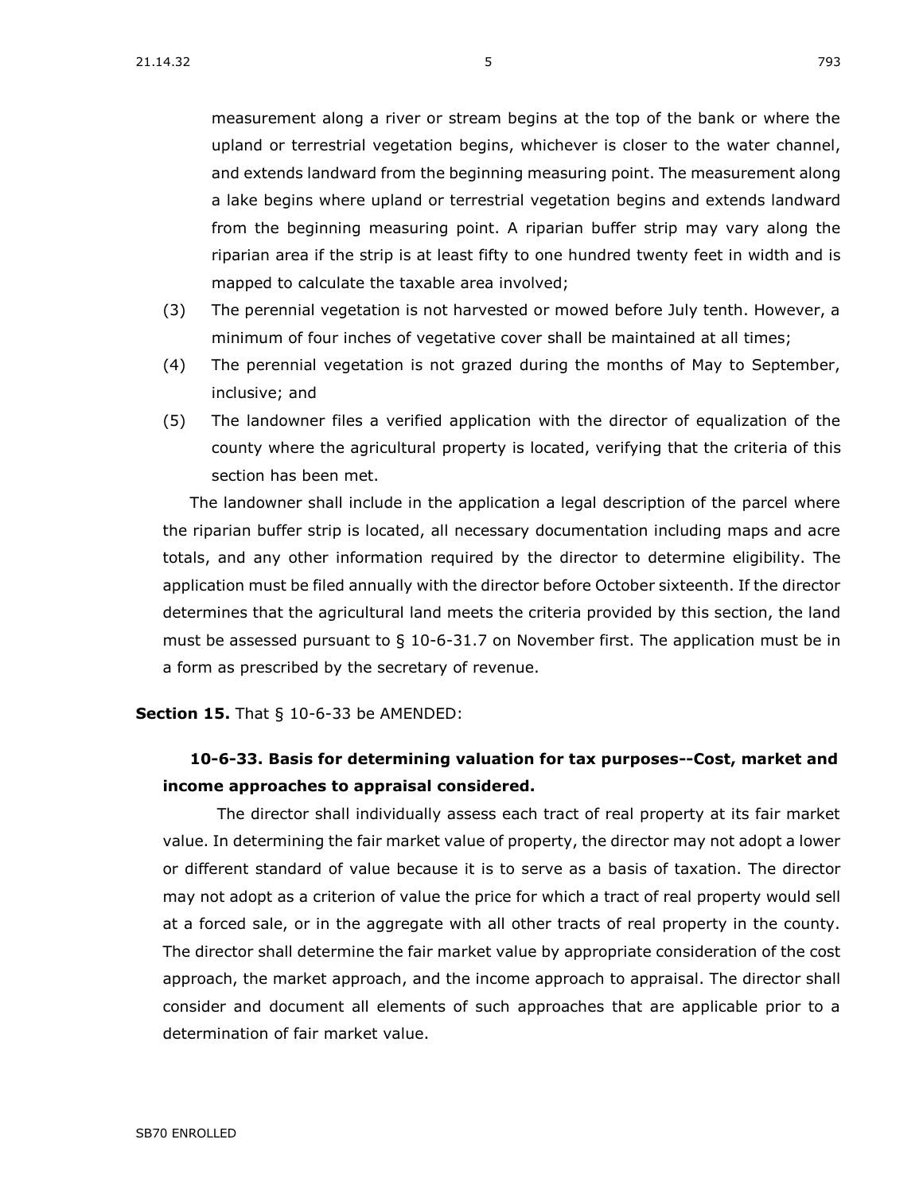measurement along a river or stream begins at the top of the bank or where the upland or terrestrial vegetation begins, whichever is closer to the water channel, and extends landward from the beginning measuring point. The measurement along a lake begins where upland or terrestrial vegetation begins and extends landward from the beginning measuring point. A riparian buffer strip may vary along the riparian area if the strip is at least fifty to one hundred twenty feet in width and is mapped to calculate the taxable area involved;

(3) The perennial vegetation is not harvested or mowed before July tenth. However, a minimum of four inches of vegetative cover shall be maintained at all times;

(4) The perennial vegetation is not grazed during the months of May to September, inclusive; and

(5) The landowner files a verified application with the director of equalization of the county where the agricultural property is located, verifying that the criteria of this section has been met.

The landowner shall include in the application a legal description of the parcel where the riparian buffer strip is located, all necessary documentation including maps and acre totals, and any other information required by the director to determine eligibility. The application must be filed annually with the director before October sixteenth. If the director determines that the agricultural land meets the criteria provided by this section, the land must be assessed pursuant to § 10-6-31.7 on November first. The application must be in a form as prescribed by the secretary of revenue.

**Section 15.** That § 10-6-33 be AMENDED:

**10-6-33. Basis for determining valuation for tax purposes--Cost, market and income approaches to appraisal considered.**

The director shall individually assess each tract of real property at its fair market value. In determining the fair market value of property, the director may not adopt a lower or different standard of value because it is to serve as a basis of taxation. The director may not adopt as a criterion of value the price for which a tract of real property would sell at a forced sale, or in the aggregate with all other tracts of real property in the county. The director shall determine the fair market value by appropriate consideration of the cost approach, the market approach, and the income approach to appraisal. The director shall consider and document all elements of such approaches that are applicable prior to a determination of fair market value.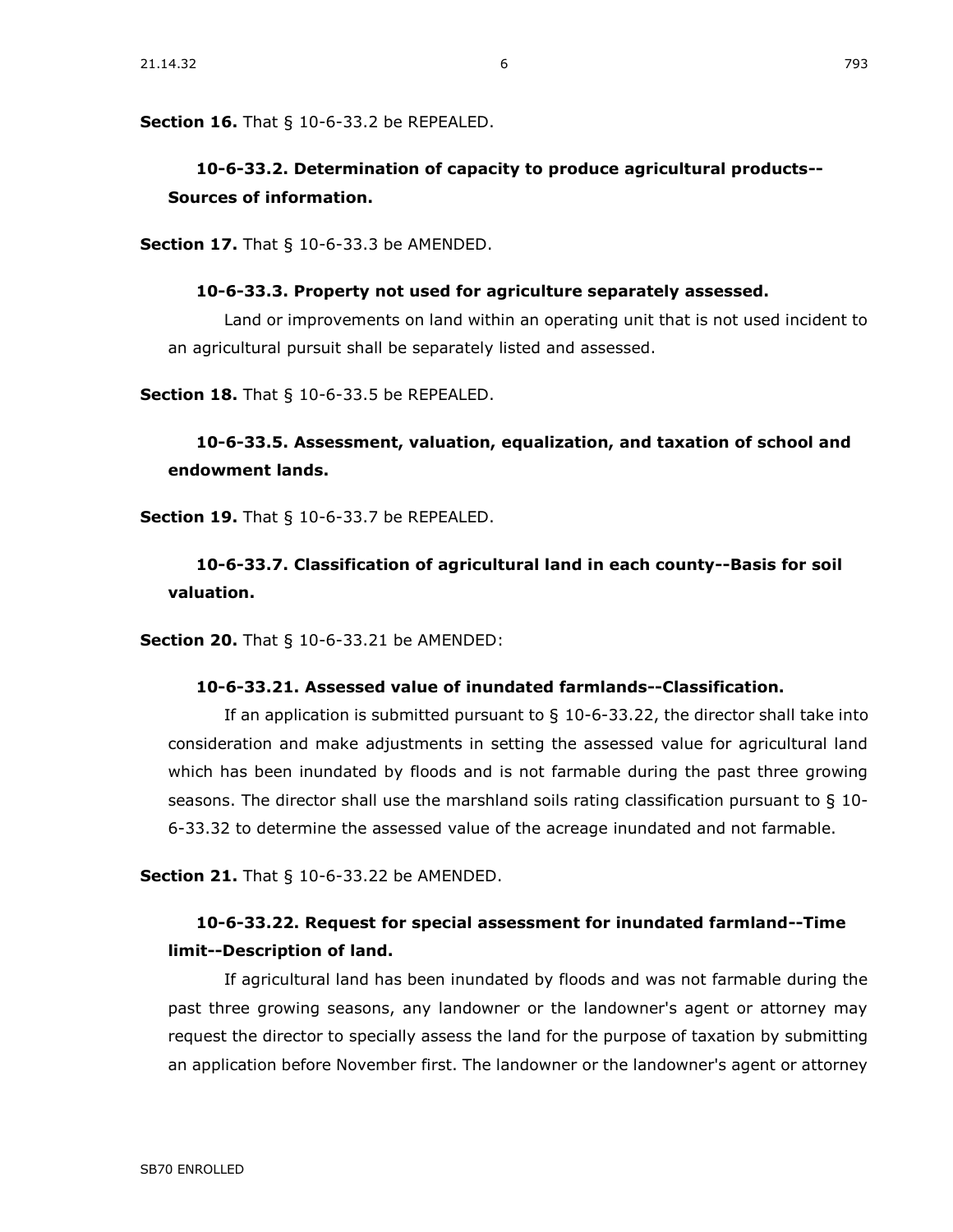**Section 16.** That § 10-6-33.2 be REPEALED.

**10-6-33.2. Determination of capacity to produce agricultural products--Sources of information.**

**Section 17.** That § 10-6-33.3 be AMENDED.

**10-6-33.3. Property not used for agriculture separately assessed.**

Land or improvements on land within an operating unit that is not used incident to an agricultural pursuit shall be separately listed and assessed.

**Section 18.** That § 10-6-33.5 be REPEALED.

**10-6-33.5. Assessment, valuation, equalization, and taxation of school and endowment lands.**

**Section 19.** That § 10-6-33.7 be REPEALED.

**10-6-33.7. Classification of agricultural land in each county--Basis for soil valuation.**

**Section 20.** That § 10-6-33.21 be AMENDED:

**10-6-33.21. Assessed value of inundated farmlands--Classification.**

If an application is submitted pursuant to § 10-6-33.22, the director shall take into consideration and make adjustments in setting the assessed value for agricultural land which has been inundated by floods and is not farmable during the past three growing seasons. The director shall use the marshland soils rating classification pursuant to § 10-6-33.32 to determine the assessed value of the acreage inundated and not farmable.

**Section 21.** That § 10-6-33.22 be AMENDED.

**10-6-33.22. Request for special assessment for inundated farmland--Time limit--Description of land.**

If agricultural land has been inundated by floods and was not farmable during the past three growing seasons, any landowner or the landowner's agent or attorney may request the director to specially assess the land for the purpose of taxation by submitting an application before November first. The landowner or the landowner's agent or attorney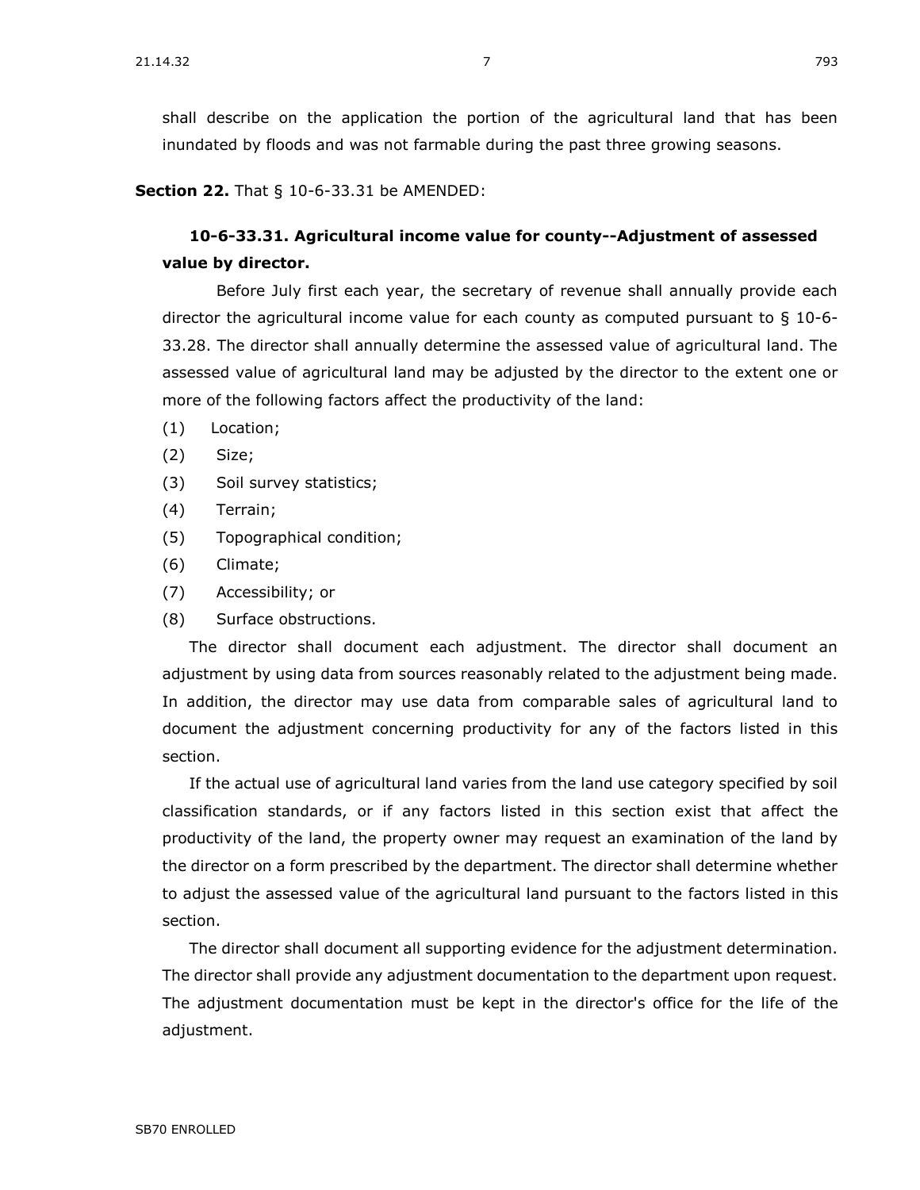shall describe on the application the portion of the agricultural land that has been inundated by floods and was not farmable during the past three growing seasons.

**Section 22.** That § 10-6-33.31 be AMENDED:

### 10-6-33.31. Agricultural income value for county--Adjustment of assessed value by director.

Before July first each year, the secretary of revenue shall annually provide each director the agricultural income value for each county as computed pursuant to § 10-6-33.28. The director shall annually determine the assessed value of agricultural land. The assessed value of agricultural land may be adjusted by the director to the extent one or more of the following factors affect the productivity of the land:

(1) Location;

(2) Size;

(3) Soil survey statistics;

(4) Terrain;

(5) Topographical condition;

(6) Climate;

(7) Accessibility; or

(8) Surface obstructions.

The director shall document each adjustment. The director shall document an adjustment by using data from sources reasonably related to the adjustment being made. In addition, the director may use data from comparable sales of agricultural land to document the adjustment concerning productivity for any of the factors listed in this section.

If the actual use of agricultural land varies from the land use category specified by soil classification standards, or if any factors listed in this section exist that affect the productivity of the land, the property owner may request an examination of the land by the director on a form prescribed by the department. The director shall determine whether to adjust the assessed value of the agricultural land pursuant to the factors listed in this section.

The director shall document all supporting evidence for the adjustment determination. The director shall provide any adjustment documentation to the department upon request. The adjustment documentation must be kept in the director's office for the life of the adjustment.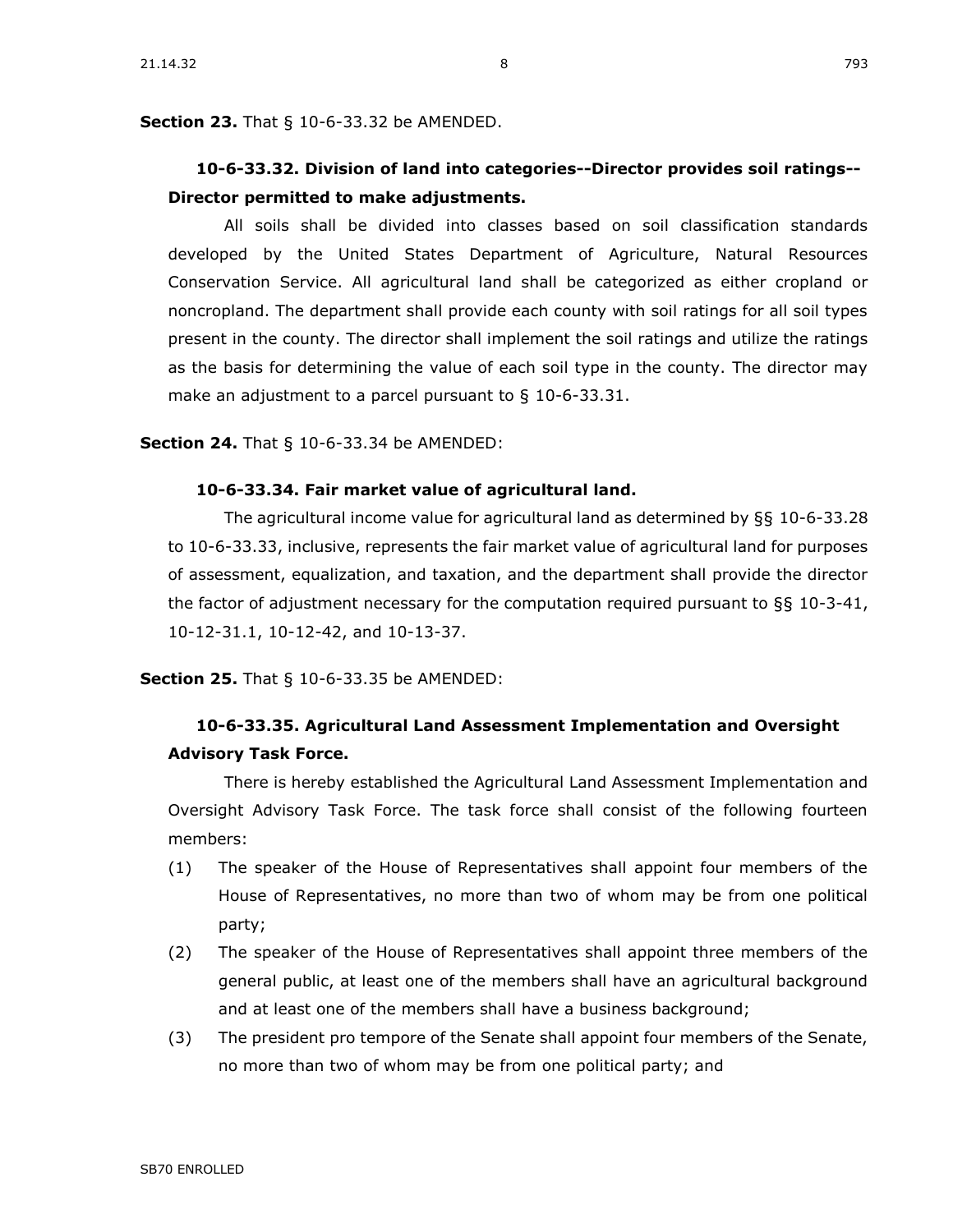**Section 23.** That § 10-6-33.32 be AMENDED.

**10-6-33.32. Division of land into categories--Director provides soil ratings--Director permitted to make adjustments.**

All soils shall be divided into classes based on soil classification standards developed by the United States Department of Agriculture, Natural Resources Conservation Service. All agricultural land shall be categorized as either cropland or noncropland. The department shall provide each county with soil ratings for all soil types present in the county. The director shall implement the soil ratings and utilize the ratings as the basis for determining the value of each soil type in the county. The director may make an adjustment to a parcel pursuant to § 10-6-33.31.

**Section 24.** That § 10-6-33.34 be AMENDED:

**10-6-33.34. Fair market value of agricultural land.**

The agricultural income value for agricultural land as determined by §§ 10-6-33.28 to 10-6-33.33, inclusive, represents the fair market value of agricultural land for purposes of assessment, equalization, and taxation, and the department shall provide the director the factor of adjustment necessary for the computation required pursuant to §§ 10-3-41, 10-12-31.1, 10-12-42, and 10-13-37.

**Section 25.** That § 10-6-33.35 be AMENDED:

**10-6-33.35. Agricultural Land Assessment Implementation and Oversight Advisory Task Force.**

There is hereby established the Agricultural Land Assessment Implementation and Oversight Advisory Task Force. The task force shall consist of the following fourteen members:

(1) The speaker of the House of Representatives shall appoint four members of the House of Representatives, no more than two of whom may be from one political party;

(2) The speaker of the House of Representatives shall appoint three members of the general public, at least one of the members shall have an agricultural background and at least one of the members shall have a business background;

(3) The president pro tempore of the Senate shall appoint four members of the Senate, no more than two of whom may be from one political party; and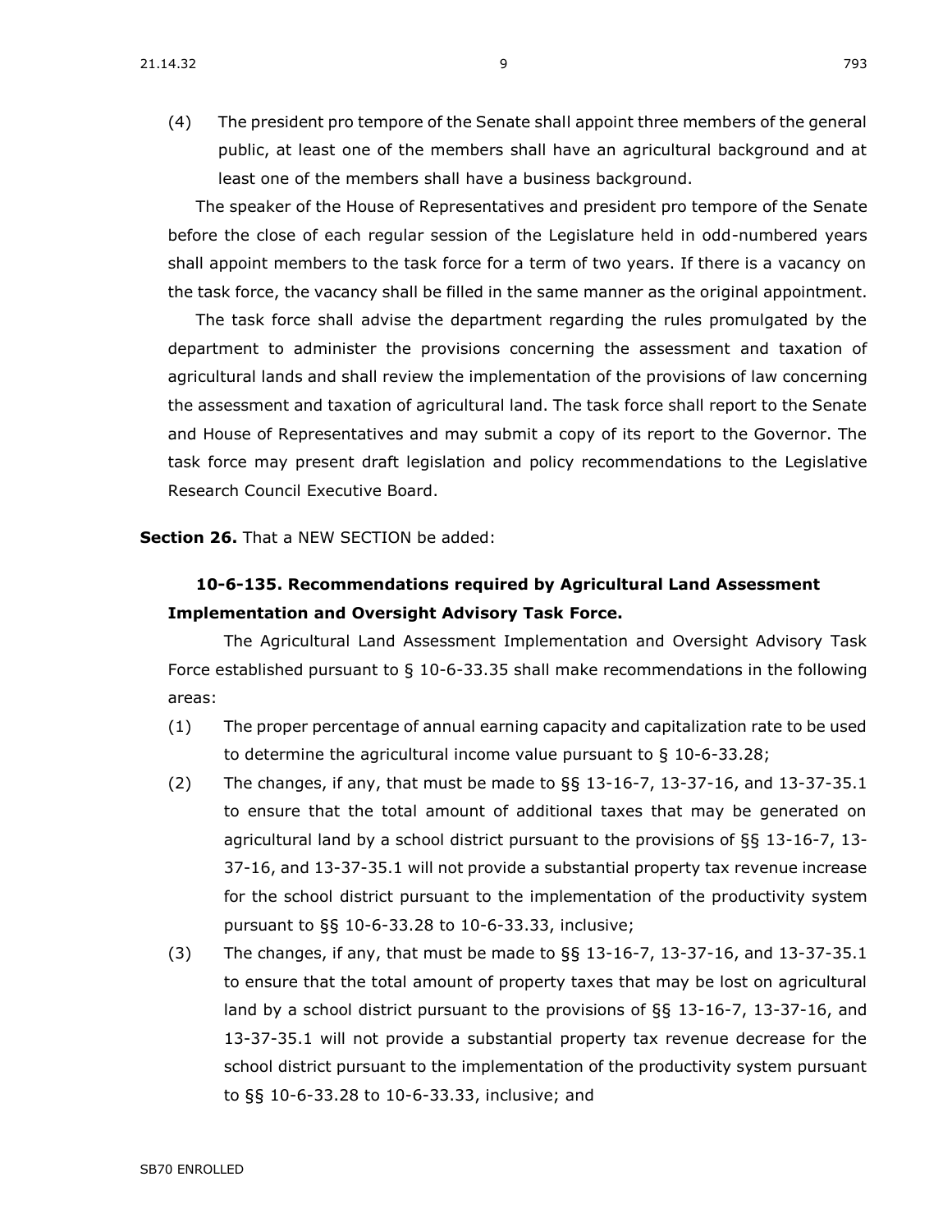(4) The president pro tempore of the Senate shall appoint three members of the general public, at least one of the members shall have an agricultural background and at least one of the members shall have a business background.

The speaker of the House of Representatives and president pro tempore of the Senate before the close of each regular session of the Legislature held in odd-numbered years shall appoint members to the task force for a term of two years. If there is a vacancy on the task force, the vacancy shall be filled in the same manner as the original appointment.

The task force shall advise the department regarding the rules promulgated by the department to administer the provisions concerning the assessment and taxation of agricultural lands and shall review the implementation of the provisions of law concerning the assessment and taxation of agricultural land. The task force shall report to the Senate and House of Representatives and may submit a copy of its report to the Governor. The task force may present draft legislation and policy recommendations to the Legislative Research Council Executive Board.

**Section 26.** That a NEW SECTION be added:

### 10-6-135. Recommendations required by Agricultural Land Assessment Implementation and Oversight Advisory Task Force.

The Agricultural Land Assessment Implementation and Oversight Advisory Task Force established pursuant to § 10-6-33.35 shall make recommendations in the following areas:

(1) The proper percentage of annual earning capacity and capitalization rate to be used to determine the agricultural income value pursuant to § 10-6-33.28;

(2) The changes, if any, that must be made to §§ 13-16-7, 13-37-16, and 13-37-35.1 to ensure that the total amount of additional taxes that may be generated on agricultural land by a school district pursuant to the provisions of §§ 13-16-7, 13-37-16, and 13-37-35.1 will not provide a substantial property tax revenue increase for the school district pursuant to the implementation of the productivity system pursuant to §§ 10-6-33.28 to 10-6-33.33, inclusive;

(3) The changes, if any, that must be made to §§ 13-16-7, 13-37-16, and 13-37-35.1 to ensure that the total amount of property taxes that may be lost on agricultural land by a school district pursuant to the provisions of §§ 13-16-7, 13-37-16, and 13-37-35.1 will not provide a substantial property tax revenue decrease for the school district pursuant to the implementation of the productivity system pursuant to §§ 10-6-33.28 to 10-6-33.33, inclusive; and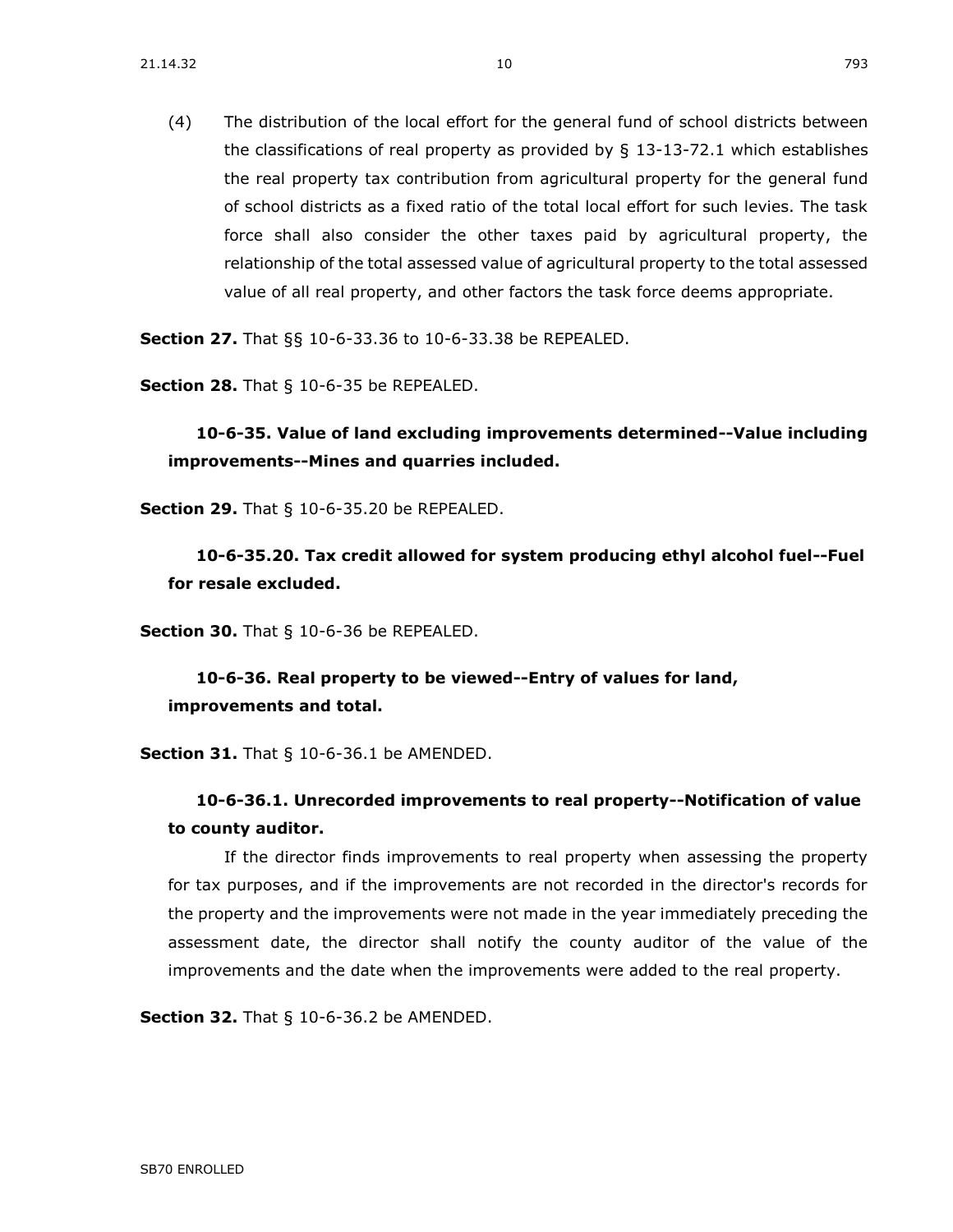(4) The distribution of the local effort for the general fund of school districts between the classifications of real property as provided by § 13-13-72.1 which establishes the real property tax contribution from agricultural property for the general fund of school districts as a fixed ratio of the total local effort for such levies. The task force shall also consider the other taxes paid by agricultural property, the relationship of the total assessed value of agricultural property to the total assessed value of all real property, and other factors the task force deems appropriate.

**Section 27.** That §§ 10-6-33.36 to 10-6-33.38 be REPEALED.

**Section 28.** That § 10-6-35 be REPEALED.

**10-6-35. Value of land excluding improvements determined--Value including improvements--Mines and quarries included.**

**Section 29.** That § 10-6-35.20 be REPEALED.

**10-6-35.20. Tax credit allowed for system producing ethyl alcohol fuel--Fuel for resale excluded.**

**Section 30.** That § 10-6-36 be REPEALED.

**10-6-36. Real property to be viewed--Entry of values for land, improvements and total.**

**Section 31.** That § 10-6-36.1 be AMENDED.

**10-6-36.1. Unrecorded improvements to real property--Notification of value to county auditor.**

If the director finds improvements to real property when assessing the property for tax purposes, and if the improvements are not recorded in the director's records for the property and the improvements were not made in the year immediately preceding the assessment date, the director shall notify the county auditor of the value of the improvements and the date when the improvements were added to the real property.

**Section 32.** That § 10-6-36.2 be AMENDED.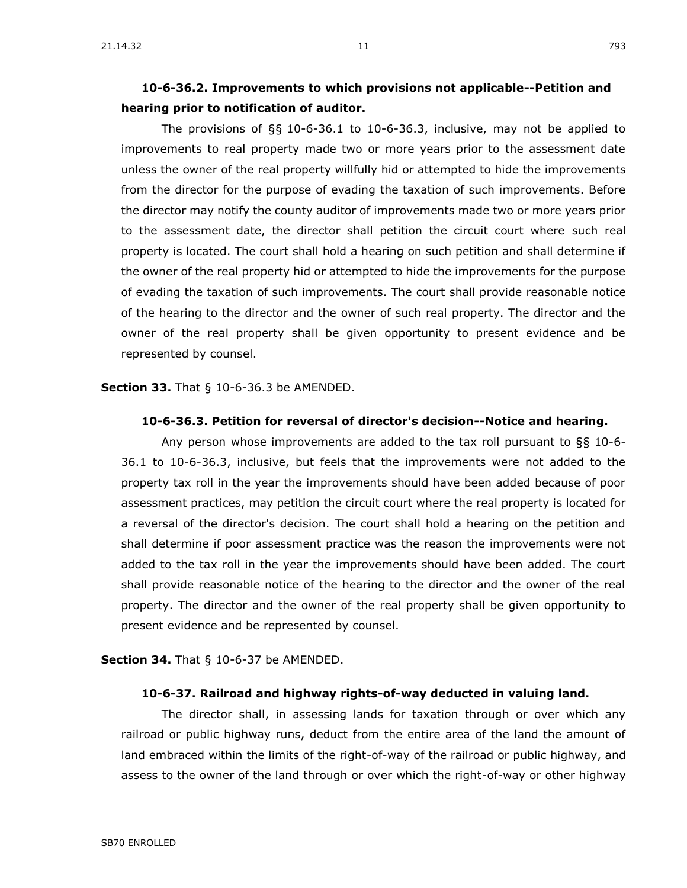**10-6-36.2. Improvements to which provisions not applicable--Petition and hearing prior to notification of auditor.**

The provisions of §§ 10-6-36.1 to 10-6-36.3, inclusive, may not be applied to improvements to real property made two or more years prior to the assessment date unless the owner of the real property willfully hid or attempted to hide the improvements from the director for the purpose of evading the taxation of such improvements. Before the director may notify the county auditor of improvements made two or more years prior to the assessment date, the director shall petition the circuit court where such real property is located. The court shall hold a hearing on such petition and shall determine if the owner of the real property hid or attempted to hide the improvements for the purpose of evading the taxation of such improvements. The court shall provide reasonable notice of the hearing to the director and the owner of such real property. The director and the owner of the real property shall be given opportunity to present evidence and be represented by counsel.

**Section 33.** That § 10-6-36.3 be AMENDED.

**10-6-36.3. Petition for reversal of director's decision--Notice and hearing.**

Any person whose improvements are added to the tax roll pursuant to §§ 10-6-36.1 to 10-6-36.3, inclusive, but feels that the improvements were not added to the property tax roll in the year the improvements should have been added because of poor assessment practices, may petition the circuit court where the real property is located for a reversal of the director's decision. The court shall hold a hearing on the petition and shall determine if poor assessment practice was the reason the improvements were not added to the tax roll in the year the improvements should have been added. The court shall provide reasonable notice of the hearing to the director and the owner of the real property. The director and the owner of the real property shall be given opportunity to present evidence and be represented by counsel.

**Section 34.** That § 10-6-37 be AMENDED.

**10-6-37. Railroad and highway rights-of-way deducted in valuing land.**

The director shall, in assessing lands for taxation through or over which any railroad or public highway runs, deduct from the entire area of the land the amount of land embraced within the limits of the right-of-way of the railroad or public highway, and assess to the owner of the land through or over which the right-of-way or other highway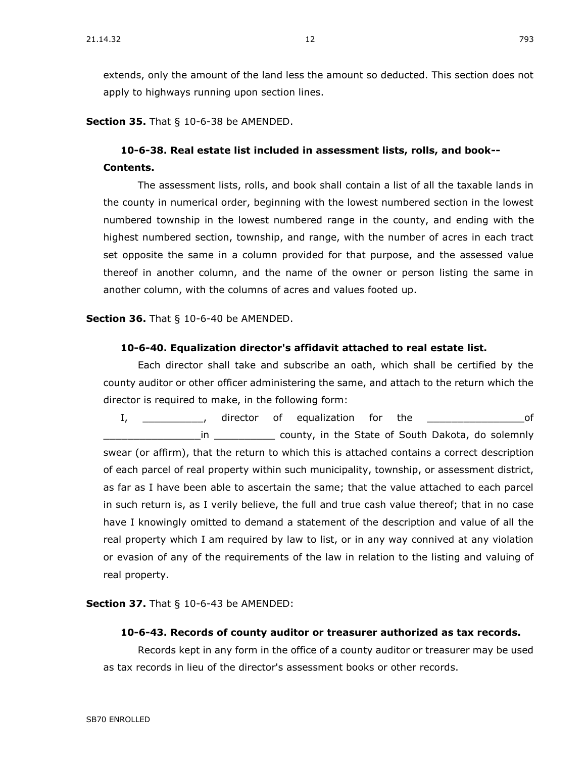extends, only the amount of the land less the amount so deducted. This section does not apply to highways running upon section lines.

**Section 35.** That § 10-6-38 be AMENDED.

**10-6-38. Real estate list included in assessment lists, rolls, and book--Contents.**

The assessment lists, rolls, and book shall contain a list of all the taxable lands in the county in numerical order, beginning with the lowest numbered section in the lowest numbered township in the lowest numbered range in the county, and ending with the highest numbered section, township, and range, with the number of acres in each tract set opposite the same in a column provided for that purpose, and the assessed value thereof in another column, and the name of the owner or person listing the same in another column, with the columns of acres and values footed up.

**Section 36.** That § 10-6-40 be AMENDED.

**10-6-40. Equalization director's affidavit attached to real estate list.**

Each director shall take and subscribe an oath, which shall be certified by the county auditor or other officer administering the same, and attach to the return which the director is required to make, in the following form:

I, __________, director of equalization for the ________________of ________________in __________ county, in the State of South Dakota, do solemnly swear (or affirm), that the return to which this is attached contains a correct description of each parcel of real property within such municipality, township, or assessment district, as far as I have been able to ascertain the same; that the value attached to each parcel in such return is, as I verily believe, the full and true cash value thereof; that in no case have I knowingly omitted to demand a statement of the description and value of all the real property which I am required by law to list, or in any way connived at any violation or evasion of any of the requirements of the law in relation to the listing and valuing of real property.

**Section 37.** That § 10-6-43 be AMENDED:

**10-6-43. Records of county auditor or treasurer authorized as tax records.**

Records kept in any form in the office of a county auditor or treasurer may be used as tax records in lieu of the director's assessment books or other records.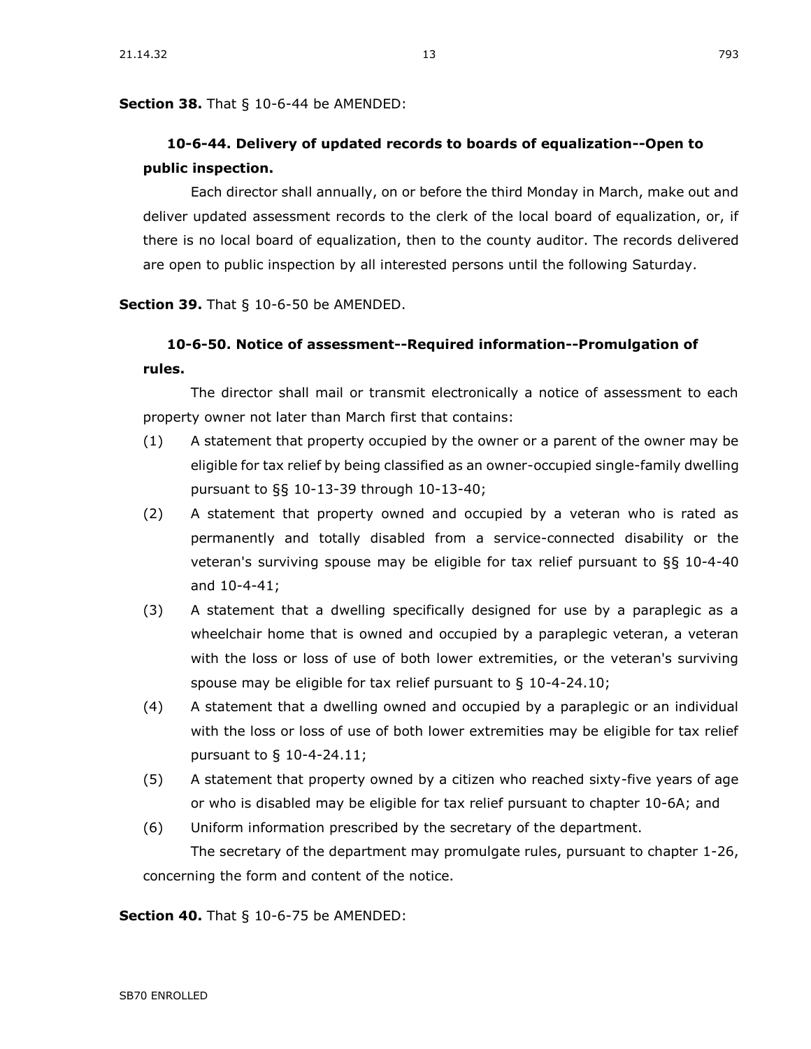**Section 38.** That § 10-6-44 be AMENDED:

### 10-6-44. Delivery of updated records to boards of equalization--Open to public inspection.

Each director shall annually, on or before the third Monday in March, make out and deliver updated assessment records to the clerk of the local board of equalization, or, if there is no local board of equalization, then to the county auditor. The records delivered are open to public inspection by all interested persons until the following Saturday.

**Section 39.** That § 10-6-50 be AMENDED.

### 10-6-50. Notice of assessment--Required information--Promulgation of rules.

The director shall mail or transmit electronically a notice of assessment to each property owner not later than March first that contains:

(1) A statement that property occupied by the owner or a parent of the owner may be eligible for tax relief by being classified as an owner-occupied single-family dwelling pursuant to §§ 10-13-39 through 10-13-40;

(2) A statement that property owned and occupied by a veteran who is rated as permanently and totally disabled from a service-connected disability or the veteran's surviving spouse may be eligible for tax relief pursuant to §§ 10-4-40 and 10-4-41;

(3) A statement that a dwelling specifically designed for use by a paraplegic as a wheelchair home that is owned and occupied by a paraplegic veteran, a veteran with the loss or loss of use of both lower extremities, or the veteran's surviving spouse may be eligible for tax relief pursuant to § 10-4-24.10;

(4) A statement that a dwelling owned and occupied by a paraplegic or an individual with the loss or loss of use of both lower extremities may be eligible for tax relief pursuant to § 10-4-24.11;

(5) A statement that property owned by a citizen who reached sixty-five years of age or who is disabled may be eligible for tax relief pursuant to chapter 10-6A; and

(6) Uniform information prescribed by the secretary of the department.

The secretary of the department may promulgate rules, pursuant to chapter 1-26, concerning the form and content of the notice.

**Section 40.** That § 10-6-75 be AMENDED: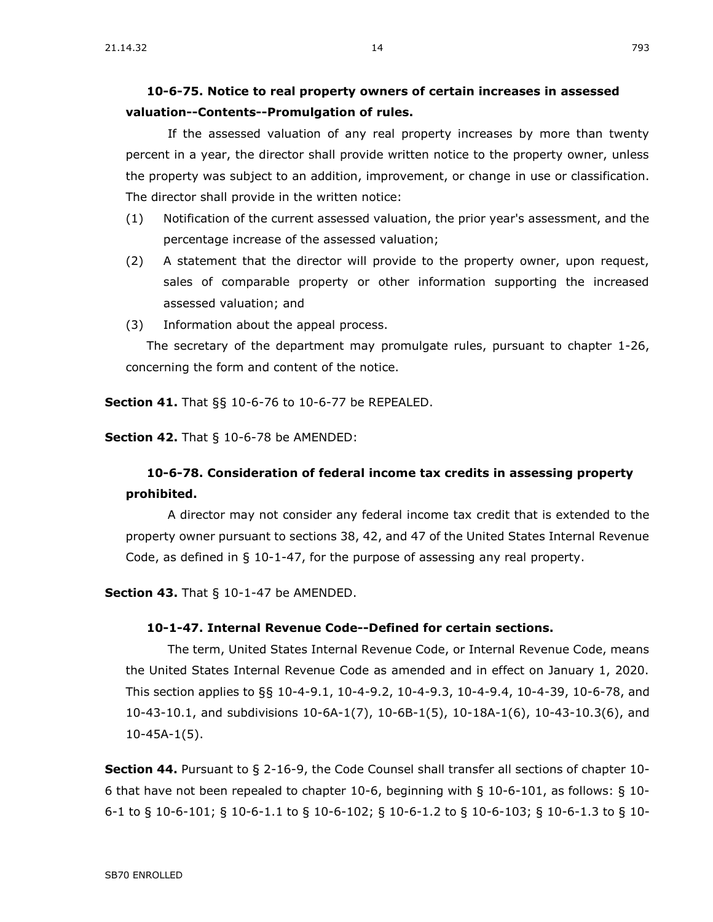**10-6-75. Notice to real property owners of certain increases in assessed valuation--Contents--Promulgation of rules.**

If the assessed valuation of any real property increases by more than twenty percent in a year, the director shall provide written notice to the property owner, unless the property was subject to an addition, improvement, or change in use or classification. The director shall provide in the written notice:

(1) Notification of the current assessed valuation, the prior year's assessment, and the percentage increase of the assessed valuation;

(2) A statement that the director will provide to the property owner, upon request, sales of comparable property or other information supporting the increased assessed valuation; and

(3) Information about the appeal process.

The secretary of the department may promulgate rules, pursuant to chapter 1-26, concerning the form and content of the notice.

**Section 41.** That §§ 10-6-76 to 10-6-77 be REPEALED.

**Section 42.** That § 10-6-78 be AMENDED:

**10-6-78. Consideration of federal income tax credits in assessing property prohibited.**

A director may not consider any federal income tax credit that is extended to the property owner pursuant to sections 38, 42, and 47 of the United States Internal Revenue Code, as defined in § 10-1-47, for the purpose of assessing any real property.

**Section 43.** That § 10-1-47 be AMENDED.

**10-1-47. Internal Revenue Code--Defined for certain sections.**

The term, United States Internal Revenue Code, or Internal Revenue Code, means the United States Internal Revenue Code as amended and in effect on January 1, 2020. This section applies to §§ 10-4-9.1, 10-4-9.2, 10-4-9.3, 10-4-9.4, 10-4-39, 10-6-78, and 10-43-10.1, and subdivisions 10-6A-1(7), 10-6B-1(5), 10-18A-1(6), 10-43-10.3(6), and 10-45A-1(5).

**Section 44.** Pursuant to § 2-16-9, the Code Counsel shall transfer all sections of chapter 10-6 that have not been repealed to chapter 10-6, beginning with § 10-6-101, as follows: § 10-6-1 to § 10-6-101; § 10-6-1.1 to § 10-6-102; § 10-6-1.2 to § 10-6-103; § 10-6-1.3 to § 10-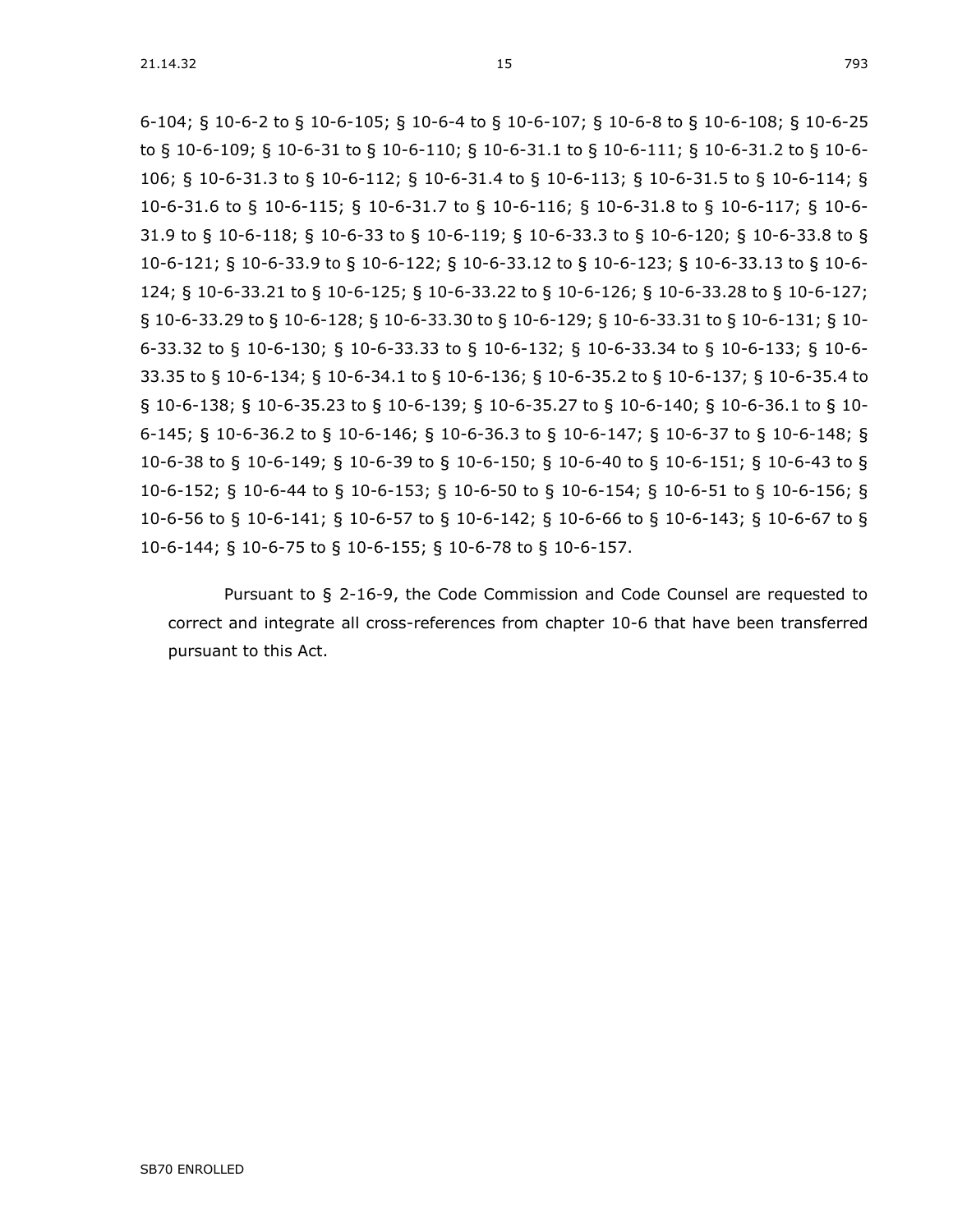6-104; § 10-6-2 to § 10-6-105; § 10-6-4 to § 10-6-107; § 10-6-8 to § 10-6-108; § 10-6-25 to § 10-6-109; § 10-6-31 to § 10-6-110; § 10-6-31.1 to § 10-6-111; § 10-6-31.2 to § 10-6-106; § 10-6-31.3 to § 10-6-112; § 10-6-31.4 to § 10-6-113; § 10-6-31.5 to § 10-6-114; § 10-6-31.6 to § 10-6-115; § 10-6-31.7 to § 10-6-116; § 10-6-31.8 to § 10-6-117; § 10-6-31.9 to § 10-6-118; § 10-6-33 to § 10-6-119; § 10-6-33.3 to § 10-6-120; § 10-6-33.8 to § 10-6-121; § 10-6-33.9 to § 10-6-122; § 10-6-33.12 to § 10-6-123; § 10-6-33.13 to § 10-6-124; § 10-6-33.21 to § 10-6-125; § 10-6-33.22 to § 10-6-126; § 10-6-33.28 to § 10-6-127; § 10-6-33.29 to § 10-6-128; § 10-6-33.30 to § 10-6-129; § 10-6-33.31 to § 10-6-131; § 10-6-33.32 to § 10-6-130; § 10-6-33.33 to § 10-6-132; § 10-6-33.34 to § 10-6-133; § 10-6-33.35 to § 10-6-134; § 10-6-34.1 to § 10-6-136; § 10-6-35.2 to § 10-6-137; § 10-6-35.4 to § 10-6-138; § 10-6-35.23 to § 10-6-139; § 10-6-35.27 to § 10-6-140; § 10-6-36.1 to § 10-6-145; § 10-6-36.2 to § 10-6-146; § 10-6-36.3 to § 10-6-147; § 10-6-37 to § 10-6-148; § 10-6-38 to § 10-6-149; § 10-6-39 to § 10-6-150; § 10-6-40 to § 10-6-151; § 10-6-43 to § 10-6-152; § 10-6-44 to § 10-6-153; § 10-6-50 to § 10-6-154; § 10-6-51 to § 10-6-156; § 10-6-56 to § 10-6-141; § 10-6-57 to § 10-6-142; § 10-6-66 to § 10-6-143; § 10-6-67 to § 10-6-144; § 10-6-75 to § 10-6-155; § 10-6-78 to § 10-6-157.

Pursuant to § 2-16-9, the Code Commission and Code Counsel are requested to correct and integrate all cross-references from chapter 10-6 that have been transferred pursuant to this Act.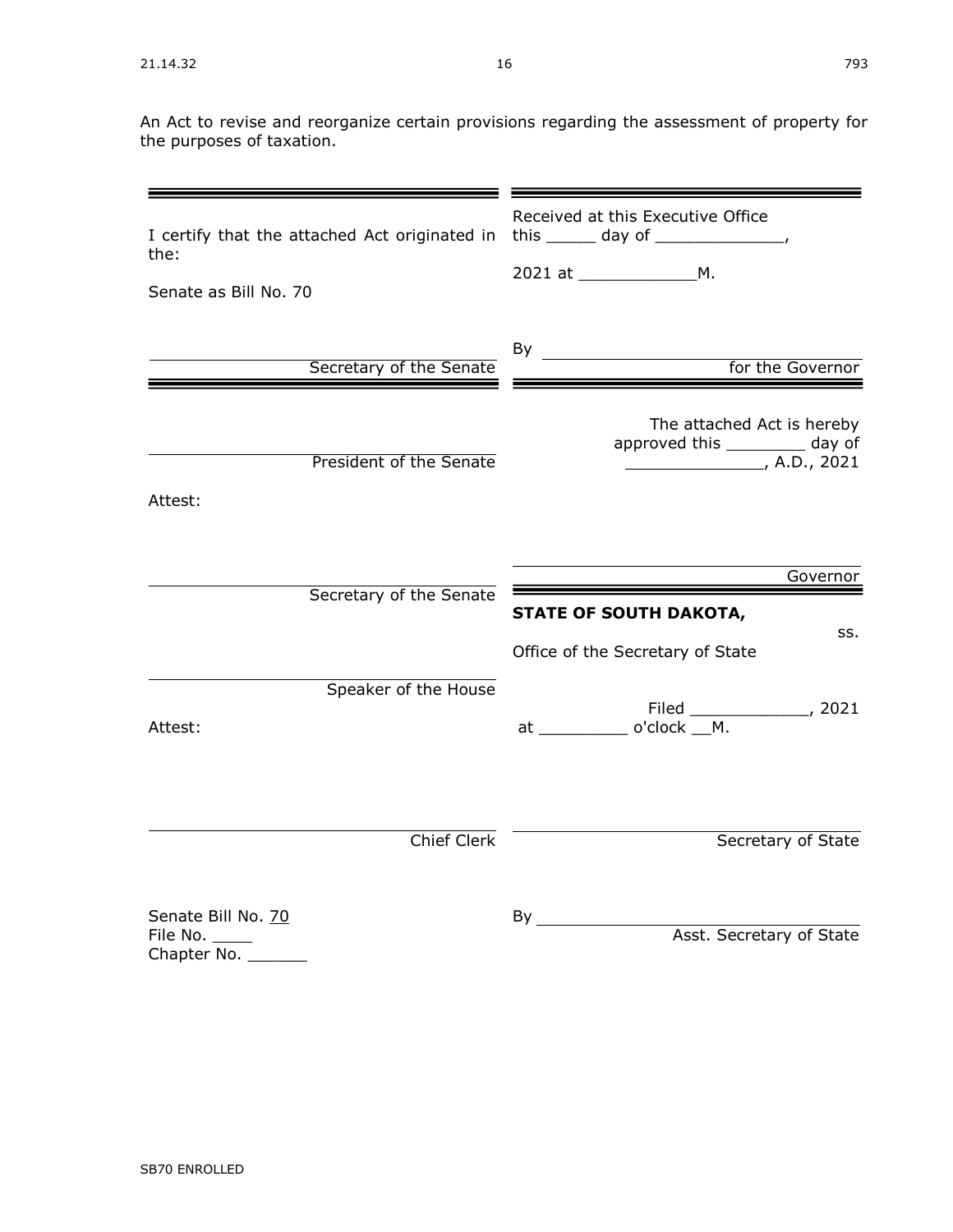An Act to revise and reorganize certain provisions regarding the assessment of property for the purposes of taxation.

I certify that the attached Act originated in the:

Senate as Bill No. 70

Secretary of the Senate

President of the Senate

Attest:

Secretary of the Senate

Speaker of the House

Attest:

Chief Clerk

Senate Bill No. 70
File No. ____
Chapter No. ______

Received at this Executive Office this _____ day of _____________,

2021 at ____________M.

By

for the Governor

The attached Act is hereby approved this ________ day of ______________, A.D., 2021

Governor

**STATE OF SOUTH DAKOTA,**

ss.

Office of the Secretary of State

Filed ____________, 2021 at _________ o'clock __M.

Secretary of State

By

Asst. Secretary of State

SB70 ENROLLED